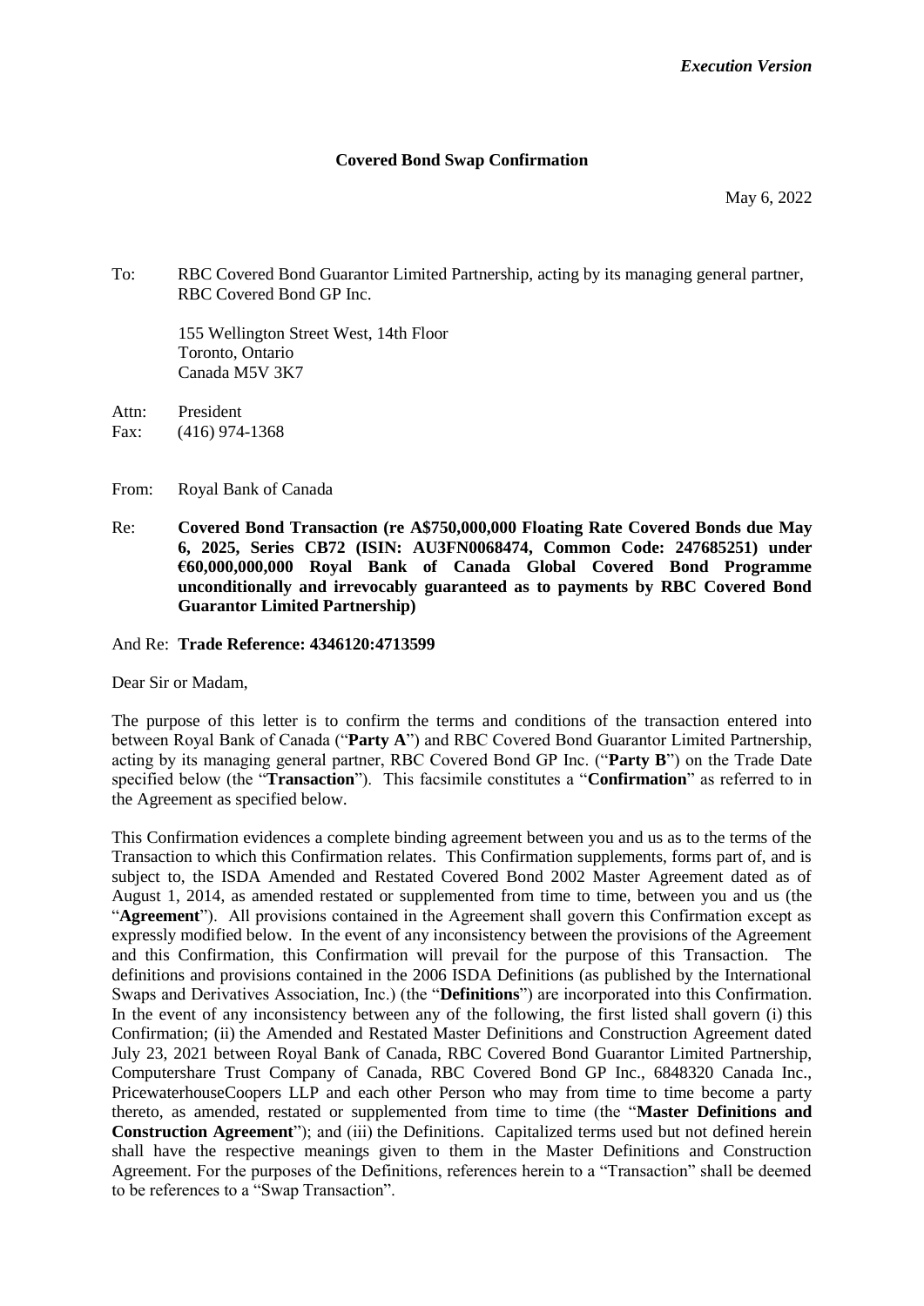*Execution Version*

**Covered Bond Swap Confirmation**

May 6, 2022

To: RBC Covered Bond Guarantor Limited Partnership, acting by its managing general partner, RBC Covered Bond GP Inc.

155 Wellington Street West, 14th Floor
Toronto, Ontario
Canada M5V 3K7

Attn: President
Fax: (416) 974-1368

From: Royal Bank of Canada

Re: **Covered Bond Transaction (re A$750,000,000 Floating Rate Covered Bonds due May 6, 2025, Series CB72 (ISIN: AU3FN0068474, Common Code: 247685251) under €60,000,000,000 Royal Bank of Canada Global Covered Bond Programme unconditionally and irrevocably guaranteed as to payments by RBC Covered Bond Guarantor Limited Partnership)**

And Re: **Trade Reference: 4346120:4713599**

Dear Sir or Madam,

The purpose of this letter is to confirm the terms and conditions of the transaction entered into between Royal Bank of Canada ("**Party A**") and RBC Covered Bond Guarantor Limited Partnership, acting by its managing general partner, RBC Covered Bond GP Inc. ("**Party B**") on the Trade Date specified below (the "**Transaction**"). This facsimile constitutes a "**Confirmation**" as referred to in the Agreement as specified below.

This Confirmation evidences a complete binding agreement between you and us as to the terms of the Transaction to which this Confirmation relates. This Confirmation supplements, forms part of, and is subject to, the ISDA Amended and Restated Covered Bond 2002 Master Agreement dated as of August 1, 2014, as amended restated or supplemented from time to time, between you and us (the "**Agreement**"). All provisions contained in the Agreement shall govern this Confirmation except as expressly modified below. In the event of any inconsistency between the provisions of the Agreement and this Confirmation, this Confirmation will prevail for the purpose of this Transaction. The definitions and provisions contained in the 2006 ISDA Definitions (as published by the International Swaps and Derivatives Association, Inc.) (the "**Definitions**") are incorporated into this Confirmation. In the event of any inconsistency between any of the following, the first listed shall govern (i) this Confirmation; (ii) the Amended and Restated Master Definitions and Construction Agreement dated July 23, 2021 between Royal Bank of Canada, RBC Covered Bond Guarantor Limited Partnership, Computershare Trust Company of Canada, RBC Covered Bond GP Inc., 6848320 Canada Inc., PricewaterhouseCoopers LLP and each other Person who may from time to time become a party thereto, as amended, restated or supplemented from time to time (the "**Master Definitions and Construction Agreement**"); and (iii) the Definitions. Capitalized terms used but not defined herein shall have the respective meanings given to them in the Master Definitions and Construction Agreement. For the purposes of the Definitions, references herein to a "Transaction" shall be deemed to be references to a "Swap Transaction".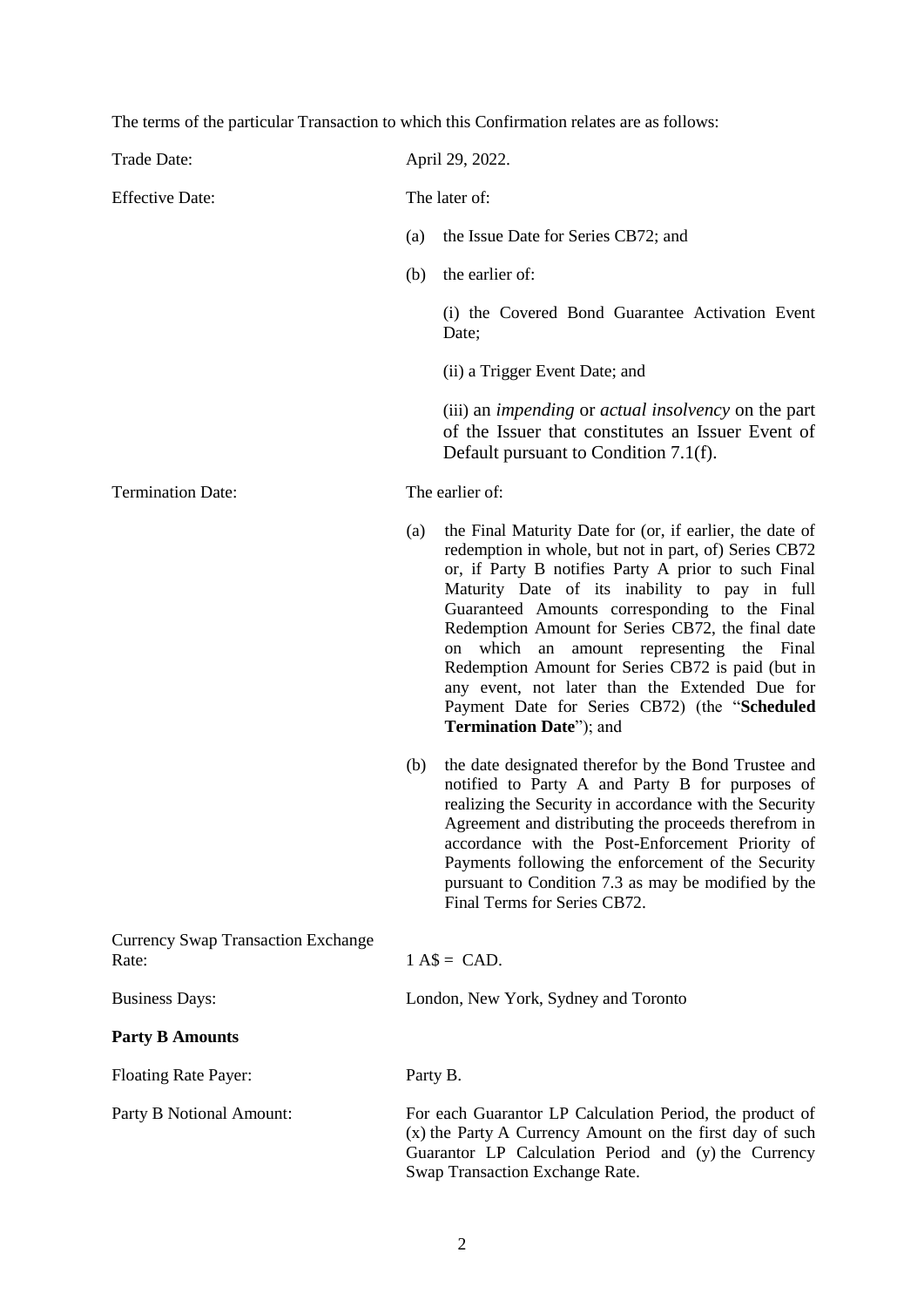The terms of the particular Transaction to which this Confirmation relates are as follows:

Trade Date: April 29, 2022.

Effective Date: The later of:

(a) the Issue Date for Series CB72; and

(b) the earlier of:

(i) the Covered Bond Guarantee Activation Event Date;

(ii) a Trigger Event Date; and

(iii) an *impending* or *actual insolvency* on the part of the Issuer that constitutes an Issuer Event of Default pursuant to Condition 7.1(f).

Termination Date: The earlier of:

(a) the Final Maturity Date for (or, if earlier, the date of redemption in whole, but not in part, of) Series CB72 or, if Party B notifies Party A prior to such Final Maturity Date of its inability to pay in full Guaranteed Amounts corresponding to the Final Redemption Amount for Series CB72, the final date on which an amount representing the Final Redemption Amount for Series CB72 is paid (but in any event, not later than the Extended Due for Payment Date for Series CB72) (the "**Scheduled Termination Date**"); and

(b) the date designated therefor by the Bond Trustee and notified to Party A and Party B for purposes of realizing the Security in accordance with the Security Agreement and distributing the proceeds therefrom in accordance with the Post-Enforcement Priority of Payments following the enforcement of the Security pursuant to Condition 7.3 as may be modified by the Final Terms for Series CB72.

Currency Swap Transaction Exchange Rate: 1 A$ = CAD.

Business Days: London, New York, Sydney and Toronto

**Party B Amounts**

Floating Rate Payer: Party B.

Party B Notional Amount: For each Guarantor LP Calculation Period, the product of (x) the Party A Currency Amount on the first day of such Guarantor LP Calculation Period and (y) the Currency Swap Transaction Exchange Rate.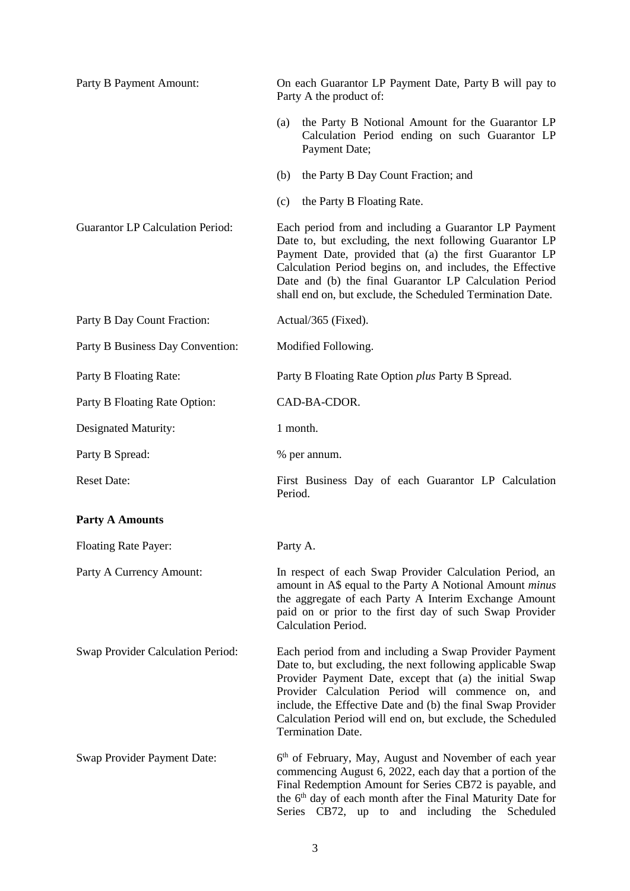| | |
|---|---|
| Party B Payment Amount: | On each Guarantor LP Payment Date, Party B will pay to Party A the product of:<br>(a) the Party B Notional Amount for the Guarantor LP Calculation Period ending on such Guarantor LP Payment Date;<br>(b) the Party B Day Count Fraction; and<br>(c) the Party B Floating Rate. |
| Guarantor LP Calculation Period: | Each period from and including a Guarantor LP Payment Date to, but excluding, the next following Guarantor LP Payment Date, provided that (a) the first Guarantor LP Calculation Period begins on, and includes, the Effective Date and (b) the final Guarantor LP Calculation Period shall end on, but exclude, the Scheduled Termination Date. |
| Party B Day Count Fraction: | Actual/365 (Fixed). |
| Party B Business Day Convention: | Modified Following. |
| Party B Floating Rate: | Party B Floating Rate Option *plus* Party B Spread. |
| Party B Floating Rate Option: | CAD-BA-CDOR. |
| Designated Maturity: | 1 month. |
| Party B Spread: | % per annum. |
| Reset Date: | First Business Day of each Guarantor LP Calculation Period. |

**Party A Amounts**

| | |
|---|---|
| Floating Rate Payer: | Party A. |
| Party A Currency Amount: | In respect of each Swap Provider Calculation Period, an amount in A$ equal to the Party A Notional Amount *minus* the aggregate of each Party A Interim Exchange Amount paid on or prior to the first day of such Swap Provider Calculation Period. |
| Swap Provider Calculation Period: | Each period from and including a Swap Provider Payment Date to, but excluding, the next following applicable Swap Provider Payment Date, except that (a) the initial Swap Provider Calculation Period will commence on, and include, the Effective Date and (b) the final Swap Provider Calculation Period will end on, but exclude, the Scheduled Termination Date. |
| Swap Provider Payment Date: | 6th of February, May, August and November of each year commencing August 6, 2022, each day that a portion of the Final Redemption Amount for Series CB72 is payable, and the 6th day of each month after the Final Maturity Date for Series CB72, up to and including the Scheduled |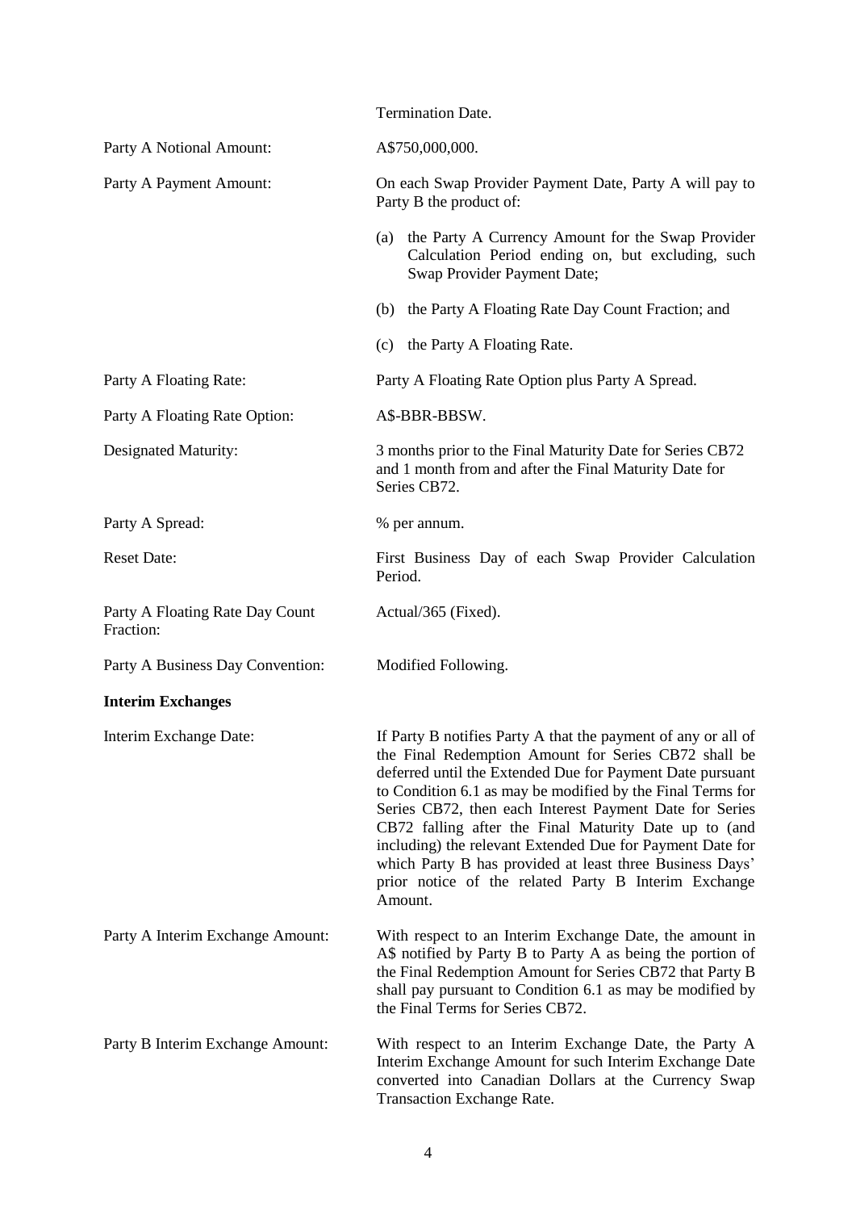| | |
|---|---|
| | Termination Date. |
| Party A Notional Amount: | A$750,000,000. |
| Party A Payment Amount: | On each Swap Provider Payment Date, Party A will pay to Party B the product of:<br>(a) the Party A Currency Amount for the Swap Provider Calculation Period ending on, but excluding, such Swap Provider Payment Date;<br>(b) the Party A Floating Rate Day Count Fraction; and<br>(c) the Party A Floating Rate. |
| Party A Floating Rate: | Party A Floating Rate Option plus Party A Spread. |
| Party A Floating Rate Option: | A$-BBR-BBSW. |
| Designated Maturity: | 3 months prior to the Final Maturity Date for Series CB72 and 1 month from and after the Final Maturity Date for Series CB72. |
| Party A Spread: | % per annum. |
| Reset Date: | First Business Day of each Swap Provider Calculation Period. |
| Party A Floating Rate Day Count Fraction: | Actual/365 (Fixed). |
| Party A Business Day Convention: | Modified Following. |

**Interim Exchanges**

| | |
|---|---|
| Interim Exchange Date: | If Party B notifies Party A that the payment of any or all of the Final Redemption Amount for Series CB72 shall be deferred until the Extended Due for Payment Date pursuant to Condition 6.1 as may be modified by the Final Terms for Series CB72, then each Interest Payment Date for Series CB72 falling after the Final Maturity Date up to (and including) the relevant Extended Due for Payment Date for which Party B has provided at least three Business Days' prior notice of the related Party B Interim Exchange Amount. |
| Party A Interim Exchange Amount: | With respect to an Interim Exchange Date, the amount in A$ notified by Party B to Party A as being the portion of the Final Redemption Amount for Series CB72 that Party B shall pay pursuant to Condition 6.1 as may be modified by the Final Terms for Series CB72. |
| Party B Interim Exchange Amount: | With respect to an Interim Exchange Date, the Party A Interim Exchange Amount for such Interim Exchange Date converted into Canadian Dollars at the Currency Swap Transaction Exchange Rate. |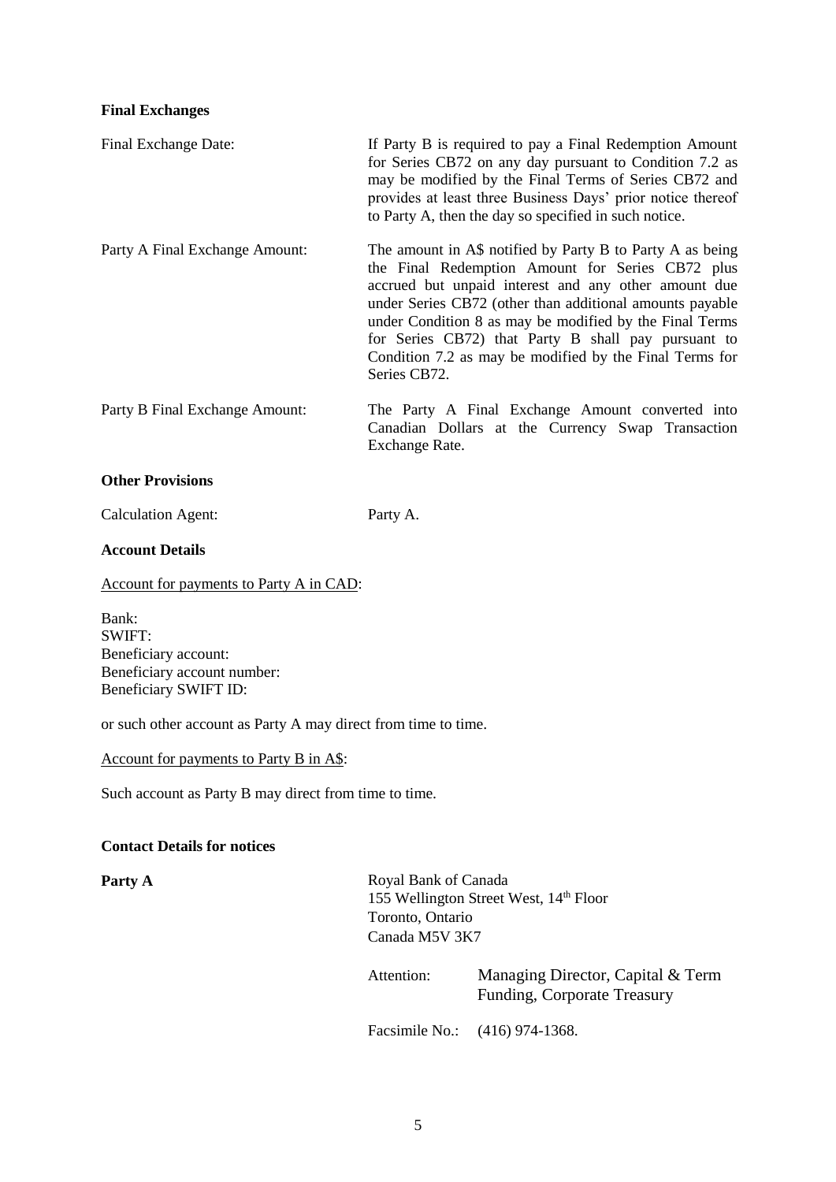**Final Exchanges**

| | |
|---|---|
| Final Exchange Date: | If Party B is required to pay a Final Redemption Amount for Series CB72 on any day pursuant to Condition 7.2 as may be modified by the Final Terms of Series CB72 and provides at least three Business Days' prior notice thereof to Party A, then the day so specified in such notice. |
| Party A Final Exchange Amount: | The amount in A$ notified by Party B to Party A as being the Final Redemption Amount for Series CB72 plus accrued but unpaid interest and any other amount due under Series CB72 (other than additional amounts payable under Condition 8 as may be modified by the Final Terms for Series CB72) that Party B shall pay pursuant to Condition 7.2 as may be modified by the Final Terms for Series CB72. |
| Party B Final Exchange Amount: | The Party A Final Exchange Amount converted into Canadian Dollars at the Currency Swap Transaction Exchange Rate. |

**Other Provisions**

| | |
|---|---|
| Calculation Agent: | Party A. |

**Account Details**

Account for payments to Party A in CAD:

Bank:
SWIFT:
Beneficiary account:
Beneficiary account number:
Beneficiary SWIFT ID:

or such other account as Party A may direct from time to time.

Account for payments to Party B in A$:

Such account as Party B may direct from time to time.

**Contact Details for notices**

**Party A**

Royal Bank of Canada
155 Wellington Street West, 14th Floor
Toronto, Ontario
Canada M5V 3K7

| | |
|---|---|
| Attention: | Managing Director, Capital & Term Funding, Corporate Treasury |
| Facsimile No.: | (416) 974-1368. |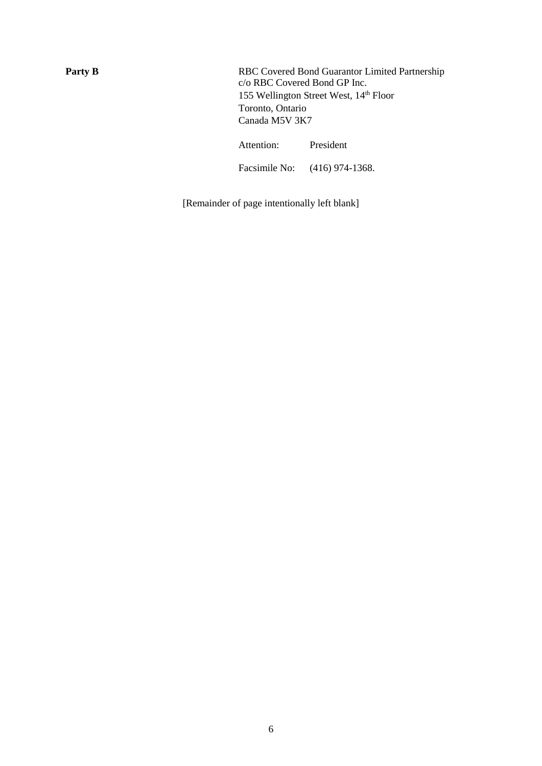**Party B**

RBC Covered Bond Guarantor Limited Partnership
c/o RBC Covered Bond GP Inc.
155 Wellington Street West, 14th Floor
Toronto, Ontario
Canada M5V 3K7

Attention: President

Facsimile No: (416) 974-1368.

[Remainder of page intentionally left blank]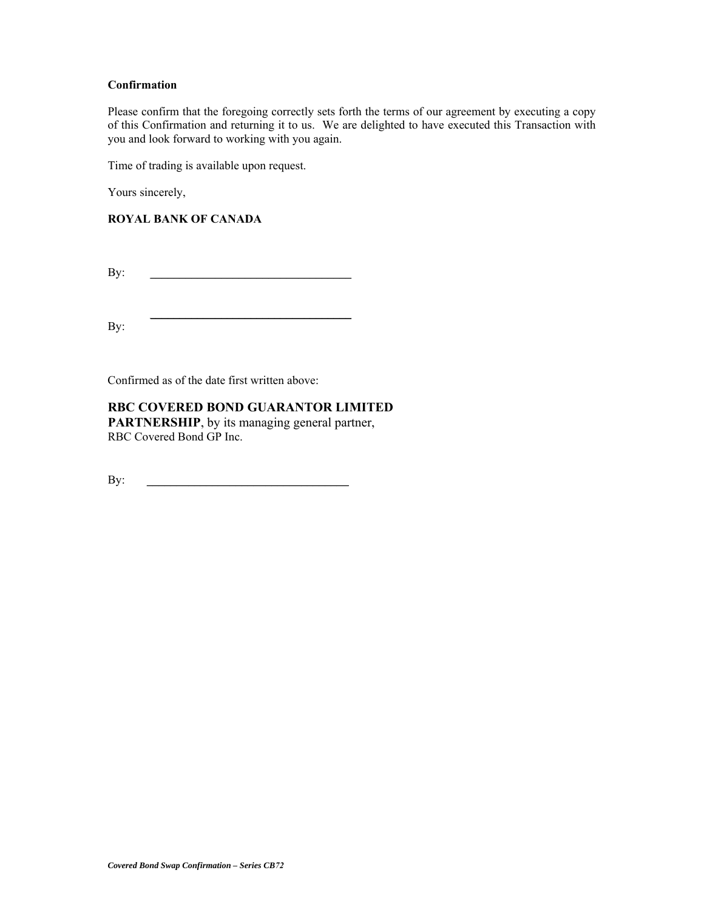**Confirmation**

Please confirm that the foregoing correctly sets forth the terms of our agreement by executing a copy of this Confirmation and returning it to us. We are delighted to have executed this Transaction with you and look forward to working with you again.

Time of trading is available upon request.

Yours sincerely,

**ROYAL BANK OF CANADA**

By: ______________________________

By: ______________________________

Confirmed as of the date first written above:

**RBC COVERED BOND GUARANTOR LIMITED PARTNERSHIP**, by its managing general partner,
RBC Covered Bond GP Inc.

By: ______________________________